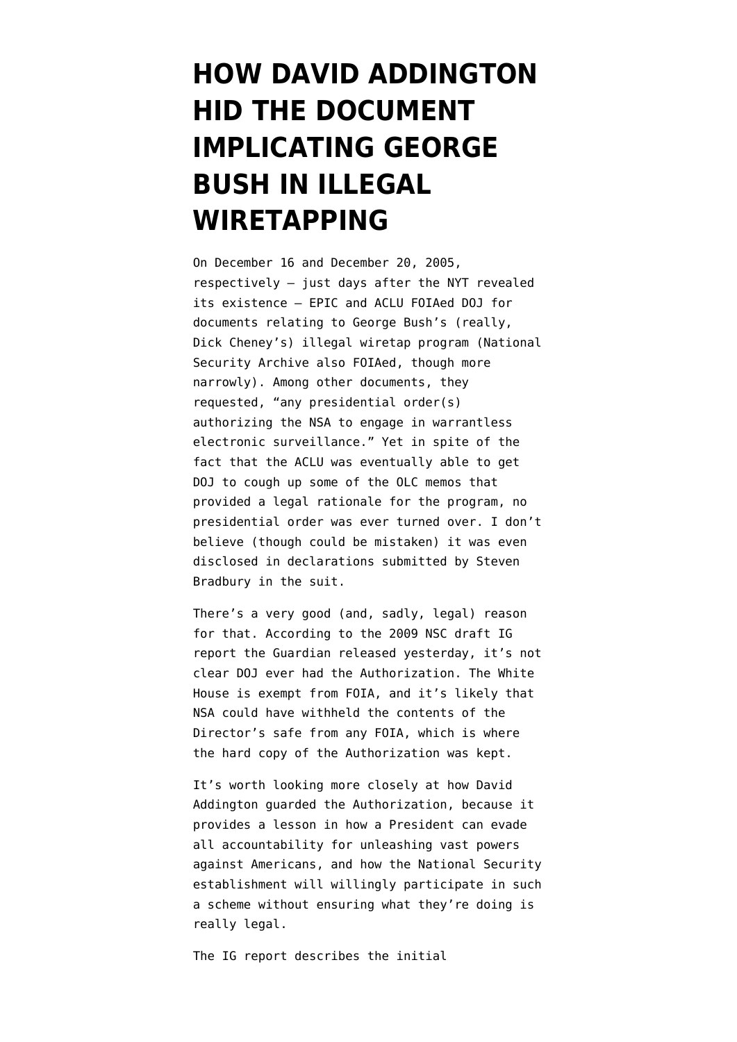# HOW DAVID ADDINGTON HID THE DOCUMENT IMPLICATING GEORGE BUSH IN ILLEGAL WIRETAPPING

On December 16 and December 20, 2005, respectively — just days after the NYT revealed its existence — EPIC and ACLU FOIAed DOJ for documents relating to George Bush's (really, Dick Cheney's) illegal wiretap program (National Security Archive also FOIAed, though more narrowly). Among other documents, they requested, "any presidential order(s) authorizing the NSA to engage in warrantless electronic surveillance." Yet in spite of the fact that the ACLU was eventually able to get DOJ to cough up some of the OLC memos that provided a legal rationale for the program, no presidential order was ever turned over. I don't believe (though could be mistaken) it was even disclosed in declarations submitted by Steven Bradbury in the suit.

There's a very good (and, sadly, legal) reason for that. According to the 2009 NSC draft IG report the Guardian released yesterday, it's not clear DOJ ever had the Authorization. The White House is exempt from FOIA, and it's likely that NSA could have withheld the contents of the Director's safe from any FOIA, which is where the hard copy of the Authorization was kept.

It's worth looking more closely at how David Addington guarded the Authorization, because it provides a lesson in how a President can evade all accountability for unleashing vast powers against Americans, and how the National Security establishment will willingly participate in such a scheme without ensuring what they're doing is really legal.

The IG report describes the initial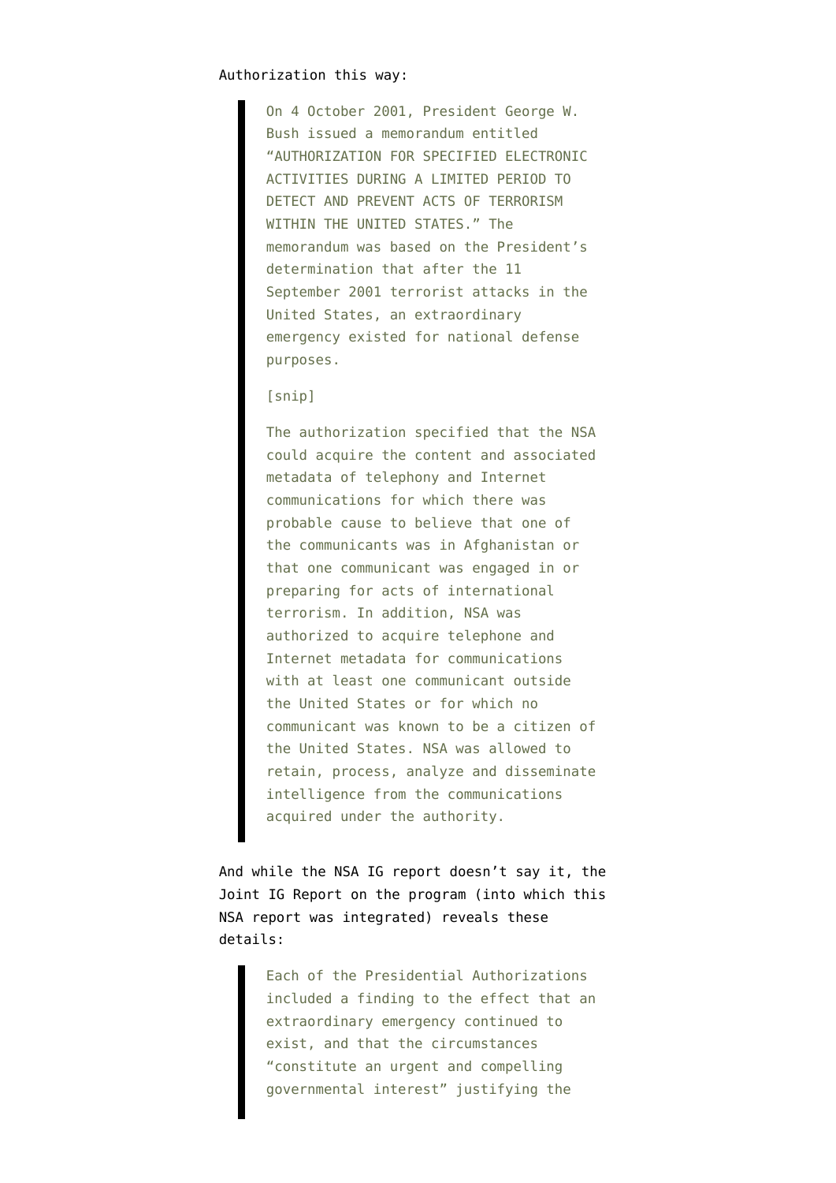Authorization this way:

> On 4 October 2001, President George W. Bush issued a memorandum entitled "AUTHORIZATION FOR SPECIFIED ELECTRONIC ACTIVITIES DURING A LIMITED PERIOD TO DETECT AND PREVENT ACTS OF TERRORISM WITHIN THE UNITED STATES." The memorandum was based on the President's determination that after the 11 September 2001 terrorist attacks in the United States, an extraordinary emergency existed for national defense purposes.
>
> [snip]
>
> The authorization specified that the NSA could acquire the content and associated metadata of telephony and Internet communications for which there was probable cause to believe that one of the communicants was in Afghanistan or that one communicant was engaged in or preparing for acts of international terrorism. In addition, NSA was authorized to acquire telephone and Internet metadata for communications with at least one communicant outside the United States or for which no communicant was known to be a citizen of the United States. NSA was allowed to retain, process, analyze and disseminate intelligence from the communications acquired under the authority.

And while the NSA IG report doesn't say it, the Joint IG Report on the program (into which this NSA report was integrated) reveals these details:

> Each of the Presidential Authorizations included a finding to the effect that an extraordinary emergency continued to exist, and that the circumstances "constitute an urgent and compelling governmental interest" justifying the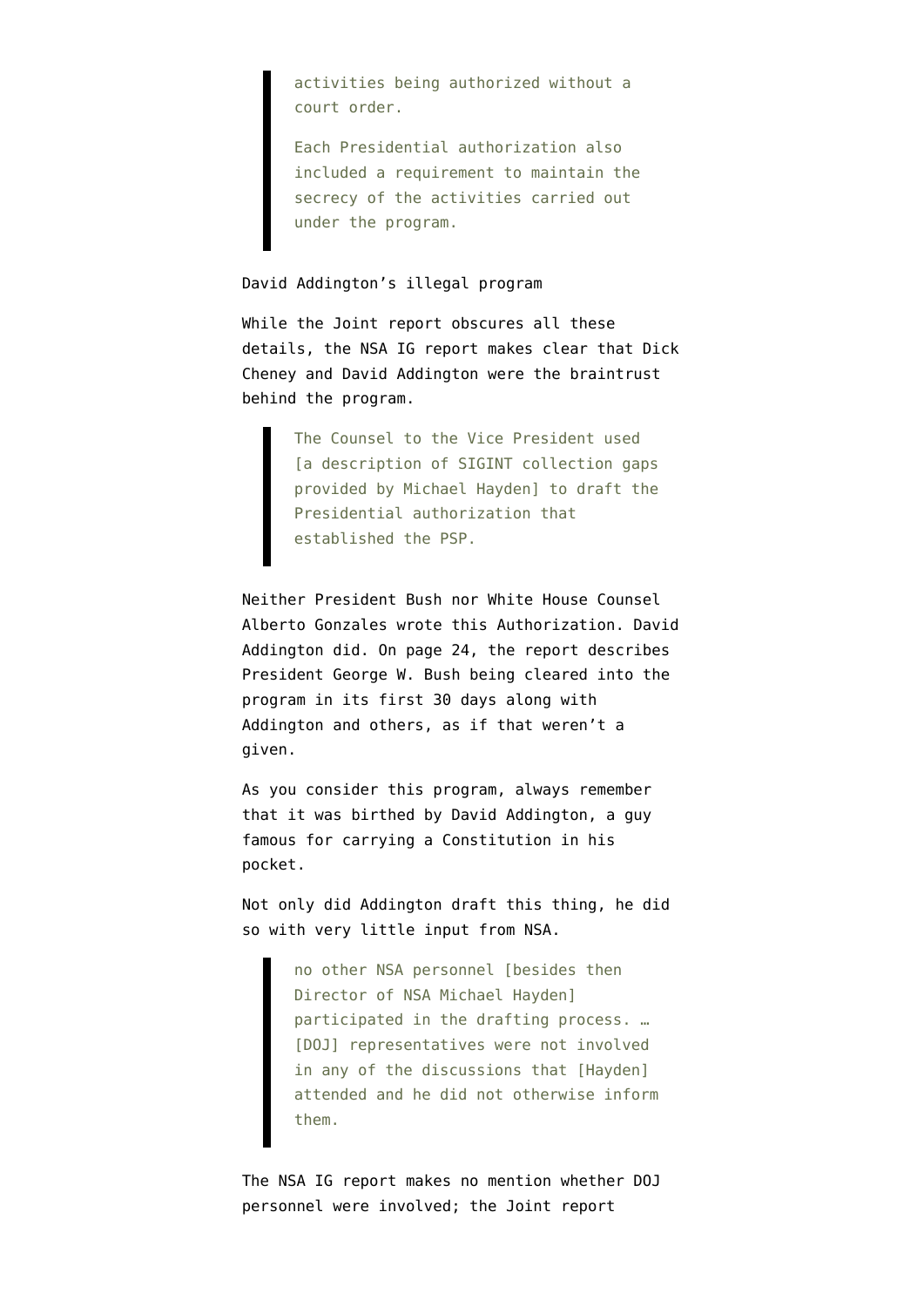> activities being authorized without a court order.
>
> Each Presidential authorization also included a requirement to maintain the secrecy of the activities carried out under the program.

David Addington's illegal program

While the Joint report obscures all these details, the NSA IG report makes clear that Dick Cheney and David Addington were the braintrust behind the program.

> The Counsel to the Vice President used [a description of SIGINT collection gaps provided by Michael Hayden] to draft the Presidential authorization that established the PSP.

Neither President Bush nor White House Counsel Alberto Gonzales wrote this Authorization. David Addington did. On page 24, the report describes President George W. Bush being cleared into the program in its first 30 days along with Addington and others, as if that weren't a given.

As you consider this program, always remember that it was birthed by David Addington, a guy famous for carrying a Constitution in his pocket.

Not only did Addington draft this thing, he did so with very little input from NSA.

> no other NSA personnel [besides then Director of NSA Michael Hayden] participated in the drafting process. … [DOJ] representatives were not involved in any of the discussions that [Hayden] attended and he did not otherwise inform them.

The NSA IG report makes no mention whether DOJ personnel were involved; the Joint report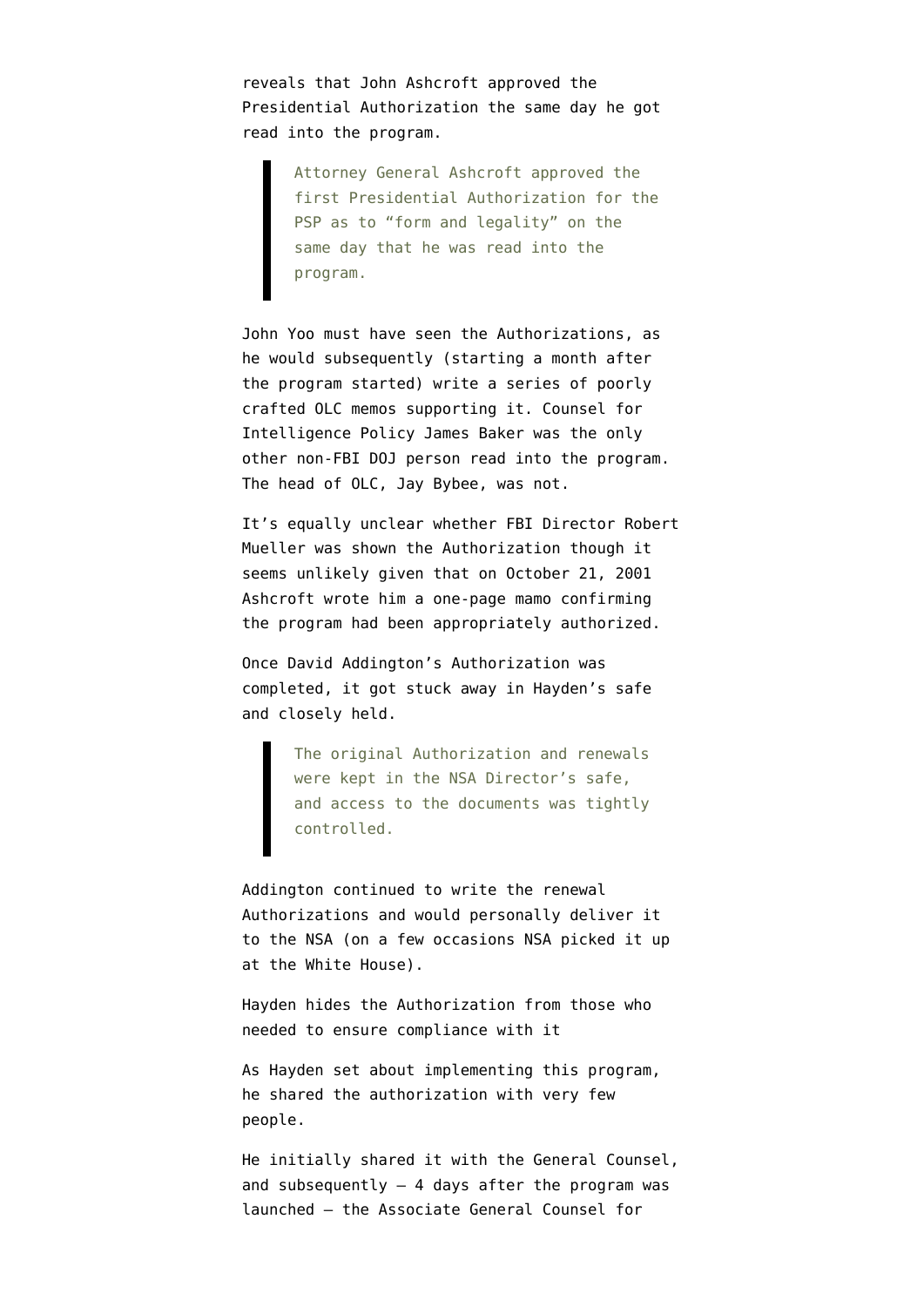reveals that John Ashcroft approved the Presidential Authorization the same day he got read into the program.

> Attorney General Ashcroft approved the first Presidential Authorization for the PSP as to "form and legality" on the same day that he was read into the program.

John Yoo must have seen the Authorizations, as he would subsequently (starting a month after the program started) write a series of poorly crafted OLC memos supporting it. Counsel for Intelligence Policy James Baker was the only other non-FBI DOJ person read into the program. The head of OLC, Jay Bybee, was not.

It's equally unclear whether FBI Director Robert Mueller was shown the Authorization though it seems unlikely given that on October 21, 2001 Ashcroft wrote him a one-page mamo confirming the program had been appropriately authorized.

Once David Addington's Authorization was completed, it got stuck away in Hayden's safe and closely held.

> The original Authorization and renewals were kept in the NSA Director's safe, and access to the documents was tightly controlled.

Addington continued to write the renewal Authorizations and would personally deliver it to the NSA (on a few occasions NSA picked it up at the White House).

Hayden hides the Authorization from those who needed to ensure compliance with it

As Hayden set about implementing this program, he shared the authorization with very few people.

He initially shared it with the General Counsel, and subsequently – 4 days after the program was launched – the Associate General Counsel for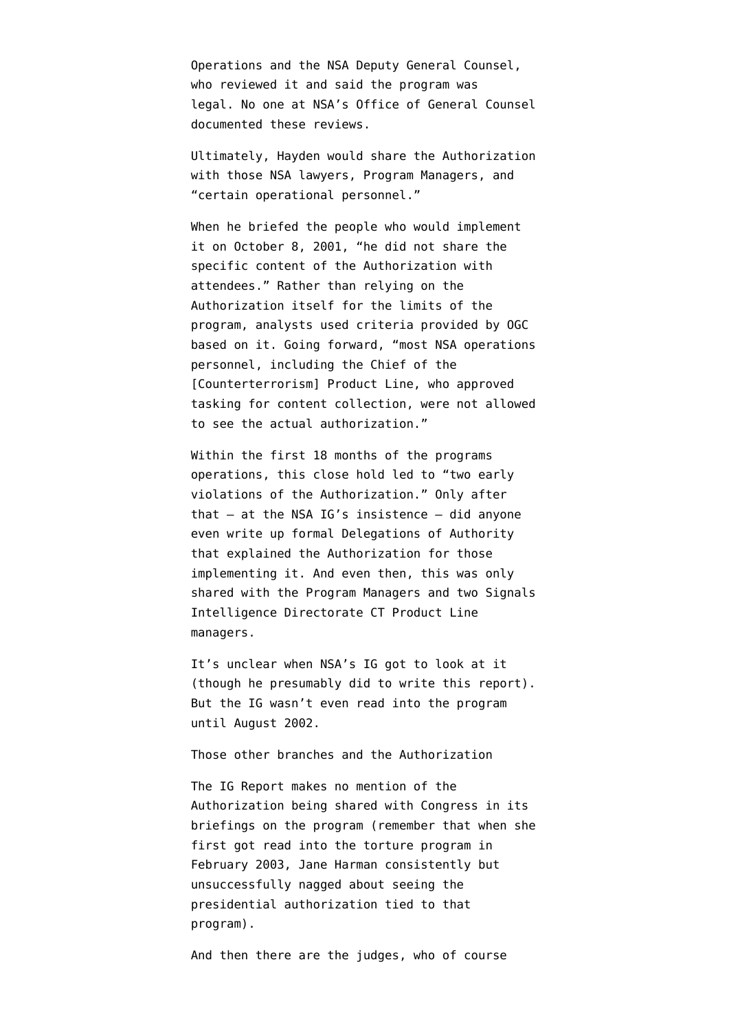Operations and the NSA Deputy General Counsel, who reviewed it and said the program was legal. No one at NSA's Office of General Counsel documented these reviews.

Ultimately, Hayden would share the Authorization with those NSA lawyers, Program Managers, and "certain operational personnel."

When he briefed the people who would implement it on October 8, 2001, "he did not share the specific content of the Authorization with attendees." Rather than relying on the Authorization itself for the limits of the program, analysts used criteria provided by OGC based on it. Going forward, "most NSA operations personnel, including the Chief of the [Counterterrorism] Product Line, who approved tasking for content collection, were not allowed to see the actual authorization."

Within the first 18 months of the programs operations, this close hold led to "two early violations of the Authorization." Only after that — at the NSA IG's insistence — did anyone even write up formal Delegations of Authority that explained the Authorization for those implementing it. And even then, this was only shared with the Program Managers and two Signals Intelligence Directorate CT Product Line managers.

It's unclear when NSA's IG got to look at it (though he presumably did to write this report). But the IG wasn't even read into the program until August 2002.

Those other branches and the Authorization

The IG Report makes no mention of the Authorization being shared with Congress in its briefings on the program (remember that when she first got read into the torture program in February 2003, Jane Harman consistently but unsuccessfully nagged about seeing the presidential authorization tied to that program).

And then there are the judges, who of course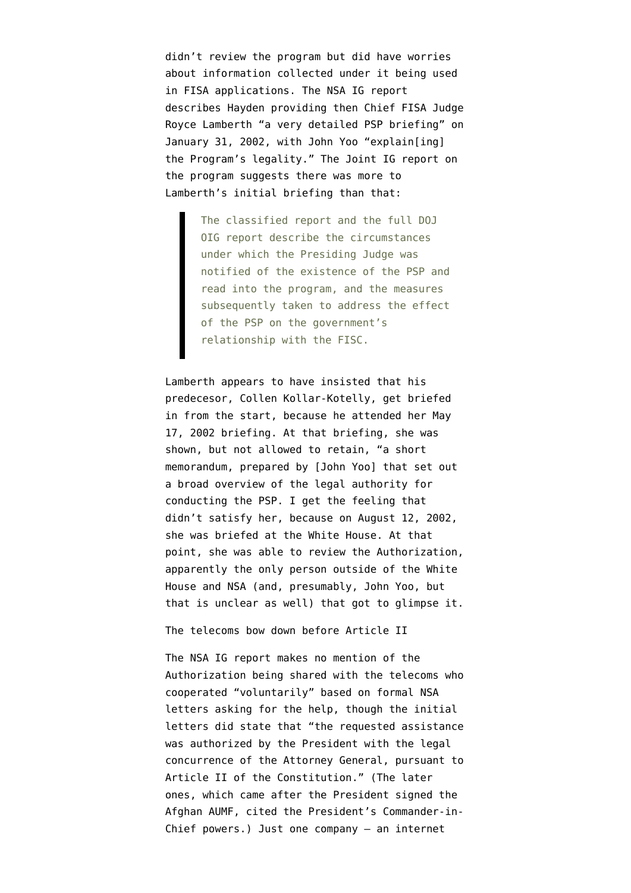didn't review the program but did have worries about information collected under it being used in FISA applications. The NSA IG report describes Hayden providing then Chief FISA Judge Royce Lamberth "a very detailed PSP briefing" on January 31, 2002, with John Yoo "explain[ing] the Program's legality." The Joint IG report on the program suggests there was more to Lamberth's initial briefing than that:

> The classified report and the full DOJ OIG report describe the circumstances under which the Presiding Judge was notified of the existence of the PSP and read into the program, and the measures subsequently taken to address the effect of the PSP on the government's relationship with the FISC.

Lamberth appears to have insisted that his predecesor, Collen Kollar-Kotelly, get briefed in from the start, because he attended her May 17, 2002 briefing. At that briefing, she was shown, but not allowed to retain, "a short memorandum, prepared by [John Yoo] that set out a broad overview of the legal authority for conducting the PSP. I get the feeling that didn't satisfy her, because on August 12, 2002, she was briefed at the White House. At that point, she was able to review the Authorization, apparently the only person outside of the White House and NSA (and, presumably, John Yoo, but that is unclear as well) that got to glimpse it.

The telecoms bow down before Article II

The NSA IG report makes no mention of the Authorization being shared with the telecoms who cooperated "voluntarily" based on formal NSA letters asking for the help, though the initial letters did state that "the requested assistance was authorized by the President with the legal concurrence of the Attorney General, pursuant to Article II of the Constitution." (The later ones, which came after the President signed the Afghan AUMF, cited the President's Commander-in-Chief powers.) Just one company – an internet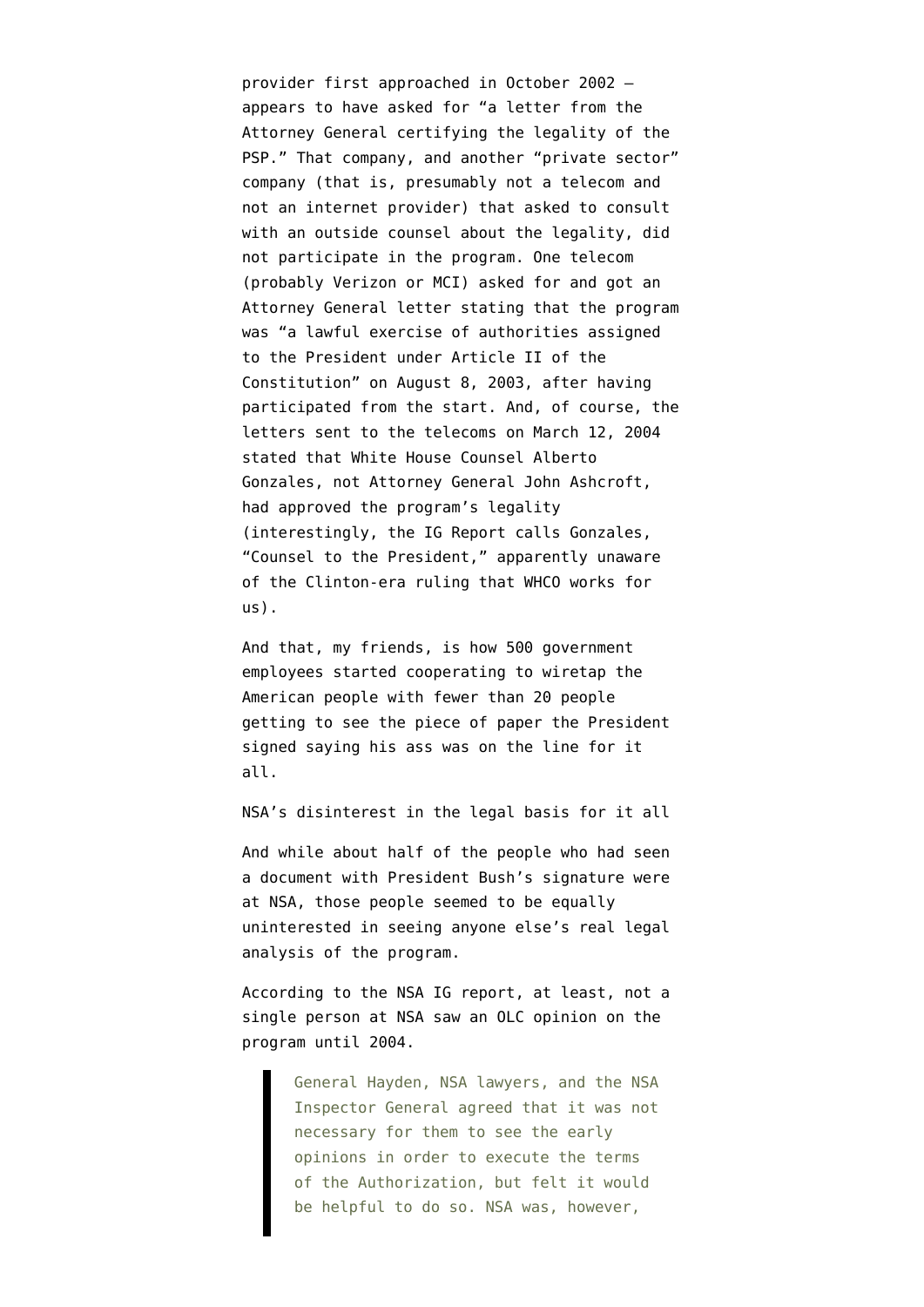provider first approached in October 2002 — appears to have asked for "a letter from the Attorney General certifying the legality of the PSP." That company, and another "private sector" company (that is, presumably not a telecom and not an internet provider) that asked to consult with an outside counsel about the legality, did not participate in the program. One telecom (probably Verizon or MCI) asked for and got an Attorney General letter stating that the program was "a lawful exercise of authorities assigned to the President under Article II of the Constitution" on August 8, 2003, after having participated from the start. And, of course, the letters sent to the telecoms on March 12, 2004 stated that White House Counsel Alberto Gonzales, not Attorney General John Ashcroft, had approved the program's legality (interestingly, the IG Report calls Gonzales, "Counsel to the President," apparently unaware of the Clinton-era ruling that WHCO works for us).

And that, my friends, is how 500 government employees started cooperating to wiretap the American people with fewer than 20 people getting to see the piece of paper the President signed saying his ass was on the line for it all.

NSA's disinterest in the legal basis for it all

And while about half of the people who had seen a document with President Bush's signature were at NSA, those people seemed to be equally uninterested in seeing anyone else's real legal analysis of the program.

According to the NSA IG report, at least, not a single person at NSA saw an OLC opinion on the program until 2004.

> General Hayden, NSA lawyers, and the NSA Inspector General agreed that it was not necessary for them to see the early opinions in order to execute the terms of the Authorization, but felt it would be helpful to do so. NSA was, however,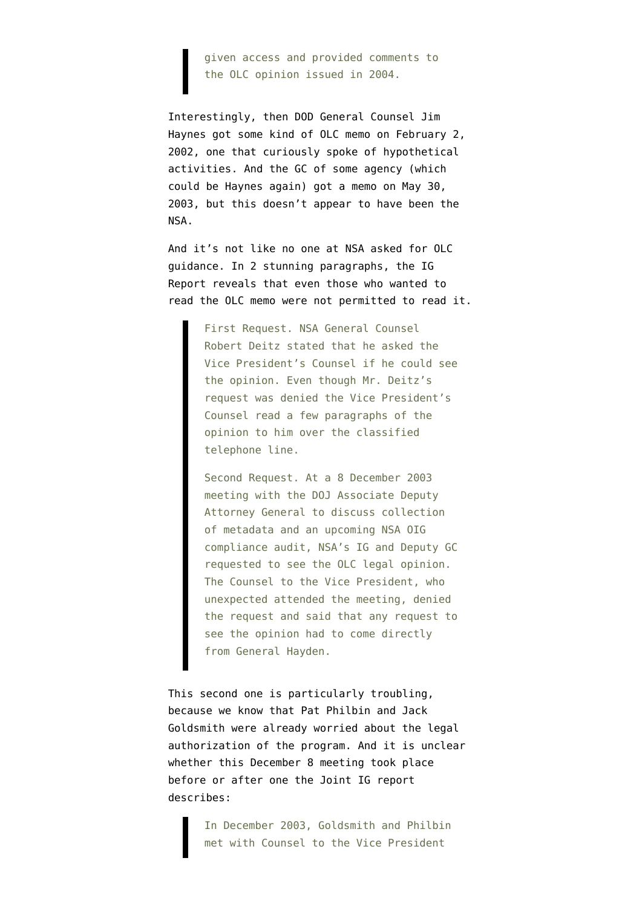> given access and provided comments to the OLC opinion issued in 2004.

Interestingly, then DOD General Counsel Jim Haynes got some kind of OLC memo on February 2, 2002, one that curiously spoke of hypothetical activities. And the GC of some agency (which could be Haynes again) got a memo on May 30, 2003, but this doesn't appear to have been the NSA.

And it's not like no one at NSA asked for OLC guidance. In 2 stunning paragraphs, the IG Report reveals that even those who wanted to read the OLC memo were not permitted to read it.

> First Request. NSA General Counsel Robert Deitz stated that he asked the Vice President's Counsel if he could see the opinion. Even though Mr. Deitz's request was denied the Vice President's Counsel read a few paragraphs of the opinion to him over the classified telephone line.
>
> Second Request. At a 8 December 2003 meeting with the DOJ Associate Deputy Attorney General to discuss collection of metadata and an upcoming NSA OIG compliance audit, NSA's IG and Deputy GC requested to see the OLC legal opinion. The Counsel to the Vice President, who unexpected attended the meeting, denied the request and said that any request to see the opinion had to come directly from General Hayden.

This second one is particularly troubling, because we know that Pat Philbin and Jack Goldsmith were already worried about the legal authorization of the program. And it is unclear whether this December 8 meeting took place before or after one the Joint IG report describes:

> In December 2003, Goldsmith and Philbin met with Counsel to the Vice President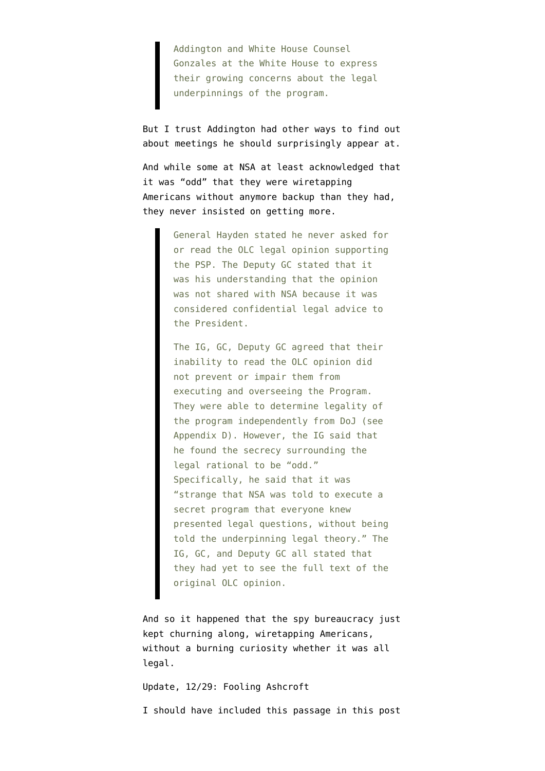> Addington and White House Counsel Gonzales at the White House to express their growing concerns about the legal underpinnings of the program.

But I trust Addington had other ways to find out about meetings he should surprisingly appear at.

And while some at NSA at least acknowledged that it was "odd" that they were wiretapping Americans without anymore backup than they had, they never insisted on getting more.

> General Hayden stated he never asked for or read the OLC legal opinion supporting the PSP. The Deputy GC stated that it was his understanding that the opinion was not shared with NSA because it was considered confidential legal advice to the President.
>
> The IG, GC, Deputy GC agreed that their inability to read the OLC opinion did not prevent or impair them from executing and overseeing the Program. They were able to determine legality of the program independently from DoJ (see Appendix D). However, the IG said that he found the secrecy surrounding the legal rational to be "odd." Specifically, he said that it was "strange that NSA was told to execute a secret program that everyone knew presented legal questions, without being told the underpinning legal theory." The IG, GC, and Deputy GC all stated that they had yet to see the full text of the original OLC opinion.

And so it happened that the spy bureaucracy just kept churning along, wiretapping Americans, without a burning curiosity whether it was all legal.

Update, 12/29: Fooling Ashcroft

I should have included this passage in this post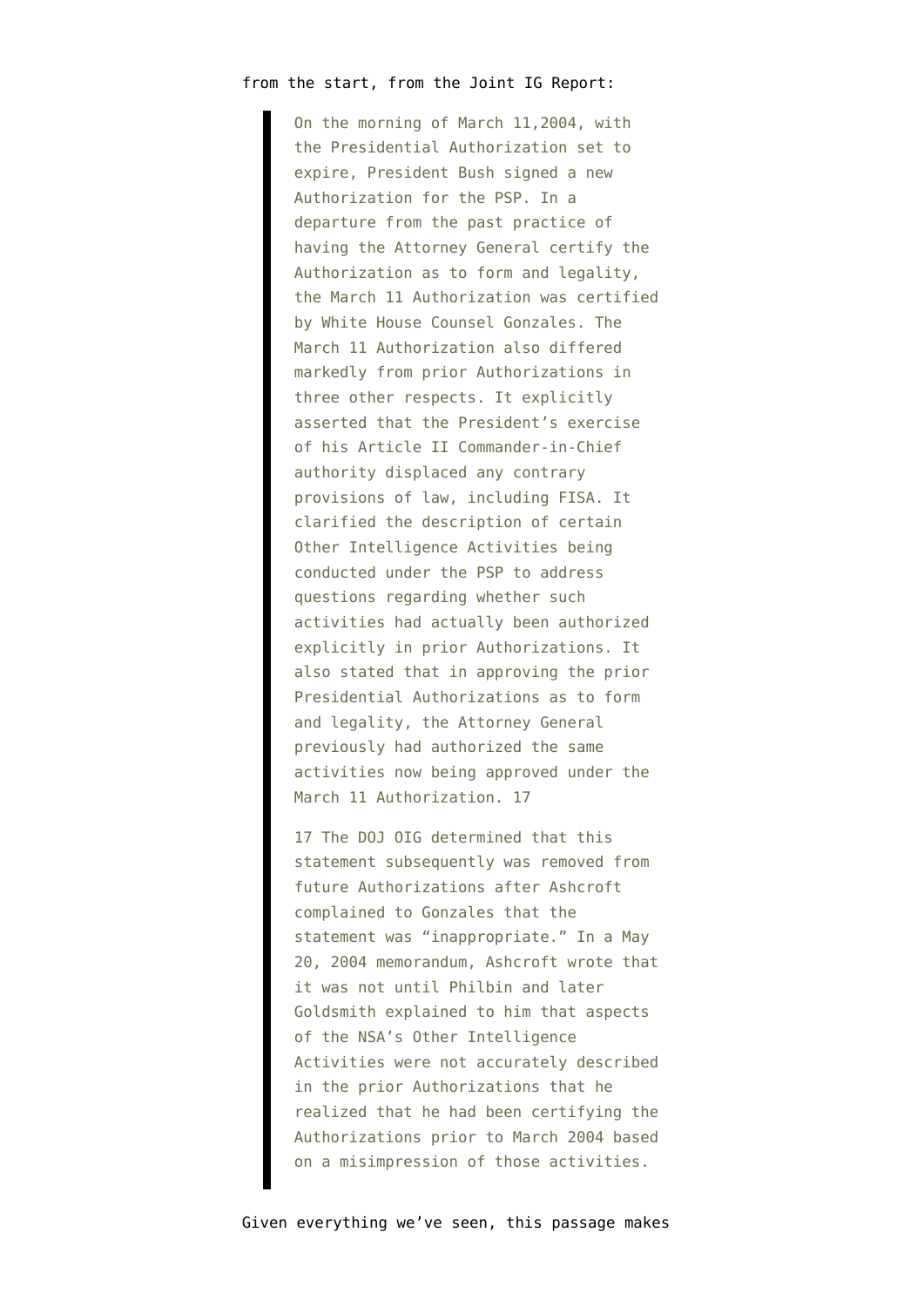from the start, from the Joint IG Report:

> On the morning of March 11,2004, with the Presidential Authorization set to expire, President Bush signed a new Authorization for the PSP. In a departure from the past practice of having the Attorney General certify the Authorization as to form and legality, the March 11 Authorization was certified by White House Counsel Gonzales. The March 11 Authorization also differed markedly from prior Authorizations in three other respects. It explicitly asserted that the President's exercise of his Article II Commander-in-Chief authority displaced any contrary provisions of law, including FISA. It clarified the description of certain Other Intelligence Activities being conducted under the PSP to address questions regarding whether such activities had actually been authorized explicitly in prior Authorizations. It also stated that in approving the prior Presidential Authorizations as to form and legality, the Attorney General previously had authorized the same activities now being approved under the March 11 Authorization. 17
>
> 17 The DOJ OIG determined that this statement subsequently was removed from future Authorizations after Ashcroft complained to Gonzales that the statement was "inappropriate." In a May 20, 2004 memorandum, Ashcroft wrote that it was not until Philbin and later Goldsmith explained to him that aspects of the NSA's Other Intelligence Activities were not accurately described in the prior Authorizations that he realized that he had been certifying the Authorizations prior to March 2004 based on a misimpression of those activities.

Given everything we've seen, this passage makes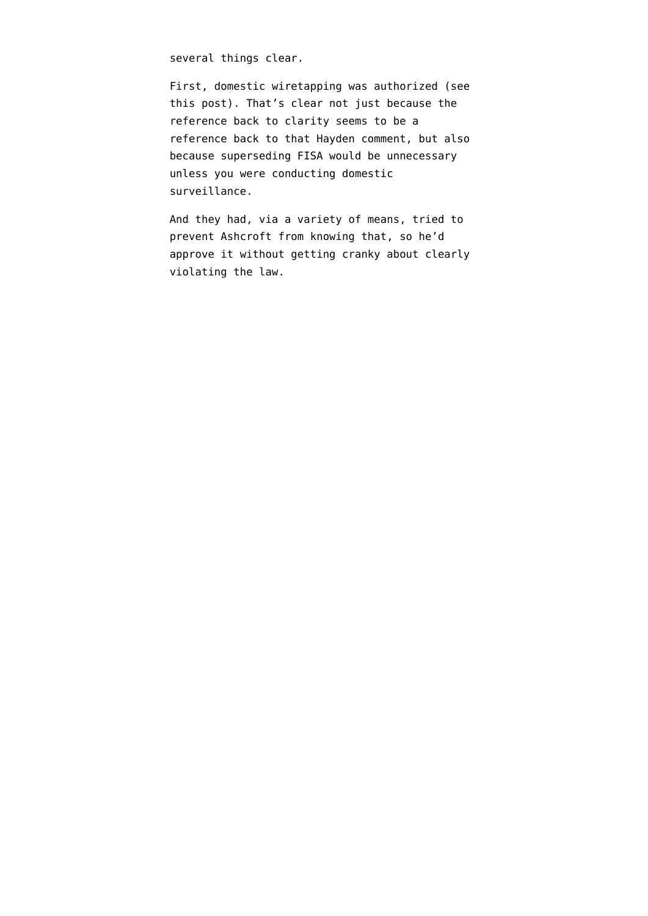several things clear.

First, domestic wiretapping was authorized (see this post). That’s clear not just because the reference back to clarity seems to be a reference back to that Hayden comment, but also because superseding FISA would be unnecessary unless you were conducting domestic surveillance.

And they had, via a variety of means, tried to prevent Ashcroft from knowing that, so he’d approve it without getting cranky about clearly violating the law.